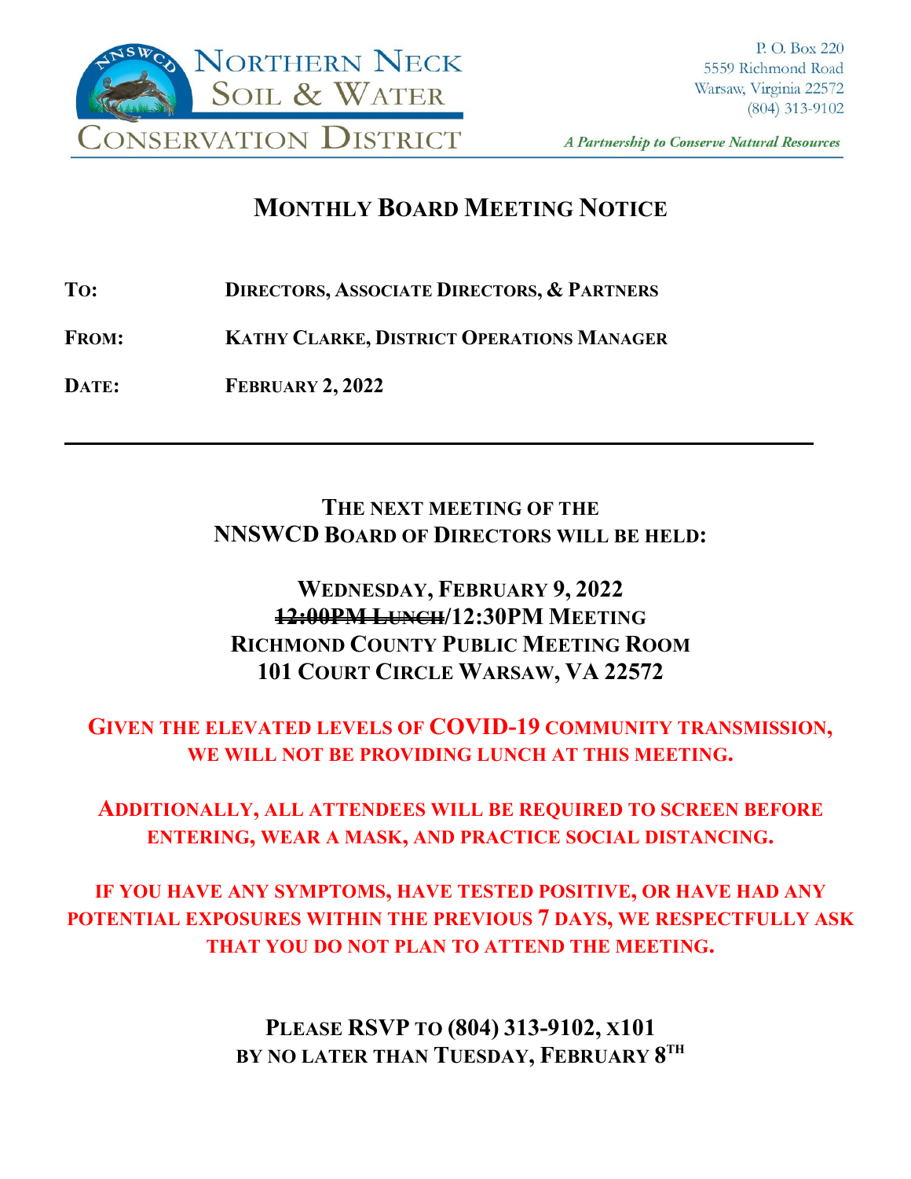**Northern Neck Soil & Water Conservation District**

P. O. Box 220
5559 Richmond Road
Warsaw, Virginia 22572
(804) 313-9102

*A Partnership to Conserve Natural Resources*

# Monthly Board Meeting Notice

**To:** Directors, Associate Directors, & Partners

**From:** Kathy Clarke, District Operations Manager

**Date:** February 2, 2022

---

**The next meeting of the NNSWCD Board of Directors will be held:**

**Wednesday, February 9, 2022**
**~~12:00PM Lunch~~/12:30PM Meeting**
**Richmond County Public Meeting Room**
**101 Court Circle Warsaw, VA 22572**

**Given the elevated levels of COVID-19 community transmission, we will not be providing lunch at this meeting.**

**Additionally, all attendees will be required to screen before entering, wear a mask, and practice social distancing.**

**If you have any symptoms, have tested positive, or have had any potential exposures within the previous 7 days, we respectfully ask that you do not plan to attend the meeting.**

**Please RSVP to (804) 313-9102, x101 by no later than Tuesday, February 8th**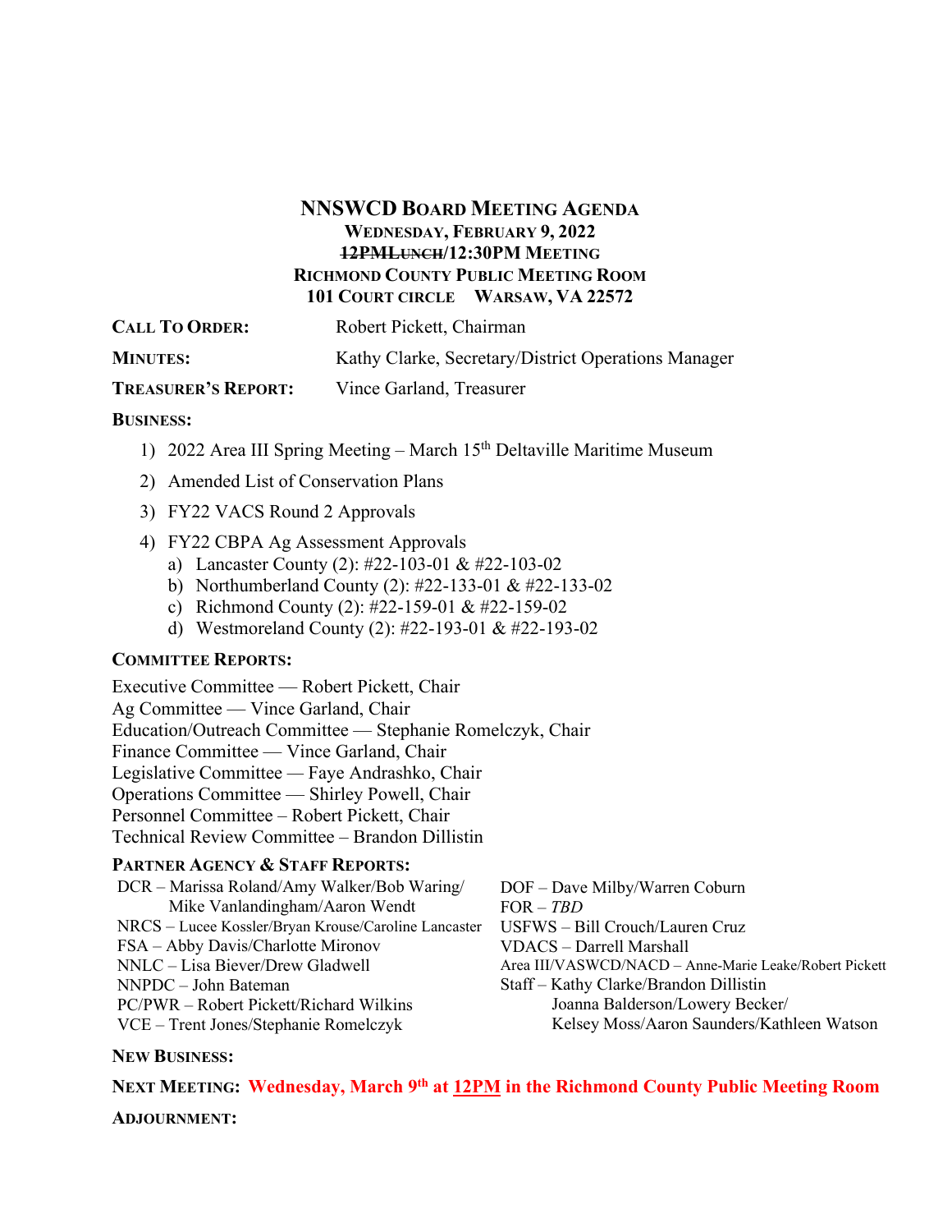# NNSWCD Board Meeting Agenda

**Wednesday, February 9, 2022**

**~~12PM Lunch~~/12:30PM Meeting**

**Richmond County Public Meeting Room**

**101 Court circle Warsaw, VA 22572**

**Call To Order:** Robert Pickett, Chairman

**Minutes:** Kathy Clarke, Secretary/District Operations Manager

**Treasurer's Report:** Vince Garland, Treasurer

**Business:**

1) 2022 Area III Spring Meeting – March 15th Deltaville Maritime Museum
2) Amended List of Conservation Plans
3) FY22 VACS Round 2 Approvals
4) FY22 CBPA Ag Assessment Approvals
   a) Lancaster County (2): #22-103-01 & #22-103-02
   b) Northumberland County (2): #22-133-01 & #22-133-02
   c) Richmond County (2): #22-159-01 & #22-159-02
   d) Westmoreland County (2): #22-193-01 & #22-193-02

**Committee Reports:**

Executive Committee — Robert Pickett, Chair
Ag Committee — Vince Garland, Chair
Education/Outreach Committee — Stephanie Romelczyk, Chair
Finance Committee — Vince Garland, Chair
Legislative Committee — Faye Andrashko, Chair
Operations Committee — Shirley Powell, Chair
Personnel Committee – Robert Pickett, Chair
Technical Review Committee – Brandon Dillistin

**Partner Agency & Staff Reports:**

DCR – Marissa Roland/Amy Walker/Bob Waring/Mike Vanlandingham/Aaron Wendt
NRCS – Lucee Kossler/Bryan Krouse/Caroline Lancaster
FSA – Abby Davis/Charlotte Mironov
NNLC – Lisa Biever/Drew Gladwell
NNPDC – John Bateman
PC/PWR – Robert Pickett/Richard Wilkins
VCE – Trent Jones/Stephanie Romelczyk
DOF – Dave Milby/Warren Coburn
FOR – *TBD*
USFWS – Bill Crouch/Lauren Cruz
VDACS – Darrell Marshall
Area III/VASWCD/NACD – Anne-Marie Leake/Robert Pickett
Staff – Kathy Clarke/Brandon Dillistin/Joanna Balderson/Lowery Becker/Kelsey Moss/Aaron Saunders/Kathleen Watson

**New Business:**

**Next Meeting: Wednesday, March 9th at 12PM in the Richmond County Public Meeting Room**

**Adjournment:**